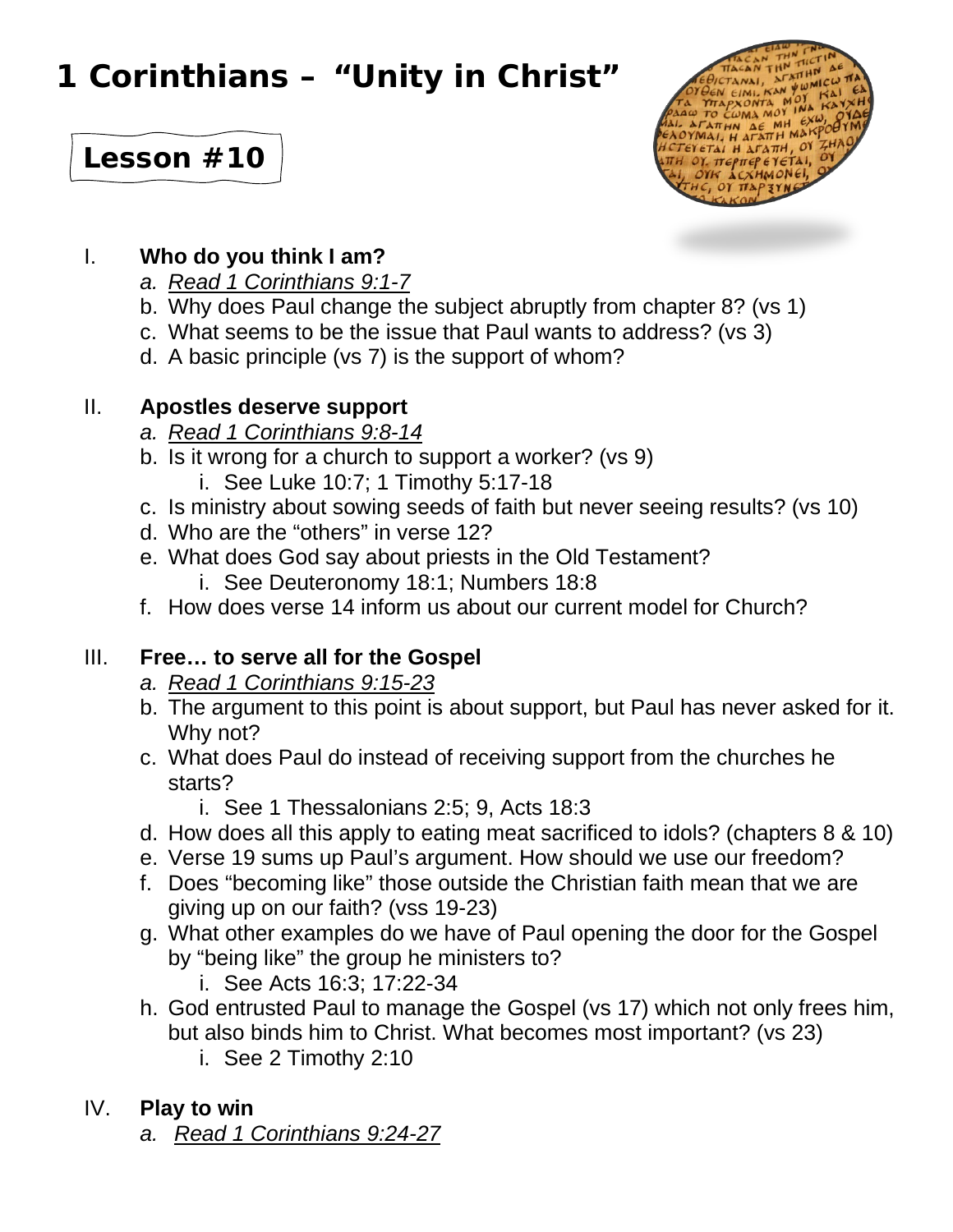# 1 Corinthians – "Unity in Christ"

## Lesson #10

I. **Who do you think I am?**
   a. *Read 1 Corinthians 9:1-7*
   b. Why does Paul change the subject abruptly from chapter 8? (vs 1)
   c. What seems to be the issue that Paul wants to address? (vs 3)
   d. A basic principle (vs 7) is the support of whom?

II. **Apostles deserve support**
   a. *Read 1 Corinthians 9:8-14*
   b. Is it wrong for a church to support a worker? (vs 9)
      i. See Luke 10:7; 1 Timothy 5:17-18
   c. Is ministry about sowing seeds of faith but never seeing results? (vs 10)
   d. Who are the "others" in verse 12?
   e. What does God say about priests in the Old Testament?
      i. See Deuteronomy 18:1; Numbers 18:8
   f. How does verse 14 inform us about our current model for Church?

III. **Free… to serve all for the Gospel**
   a. *Read 1 Corinthians 9:15-23*
   b. The argument to this point is about support, but Paul has never asked for it. Why not?
   c. What does Paul do instead of receiving support from the churches he starts?
      i. See 1 Thessalonians 2:5; 9, Acts 18:3
   d. How does all this apply to eating meat sacrificed to idols? (chapters 8 & 10)
   e. Verse 19 sums up Paul's argument. How should we use our freedom?
   f. Does "becoming like" those outside the Christian faith mean that we are giving up on our faith? (vss 19-23)
   g. What other examples do we have of Paul opening the door for the Gospel by "being like" the group he ministers to?
      i. See Acts 16:3; 17:22-34
   h. God entrusted Paul to manage the Gospel (vs 17) which not only frees him, but also binds him to Christ. What becomes most important? (vs 23)
      i. See 2 Timothy 2:10

IV. **Play to win**
   a. *Read 1 Corinthians 9:24-27*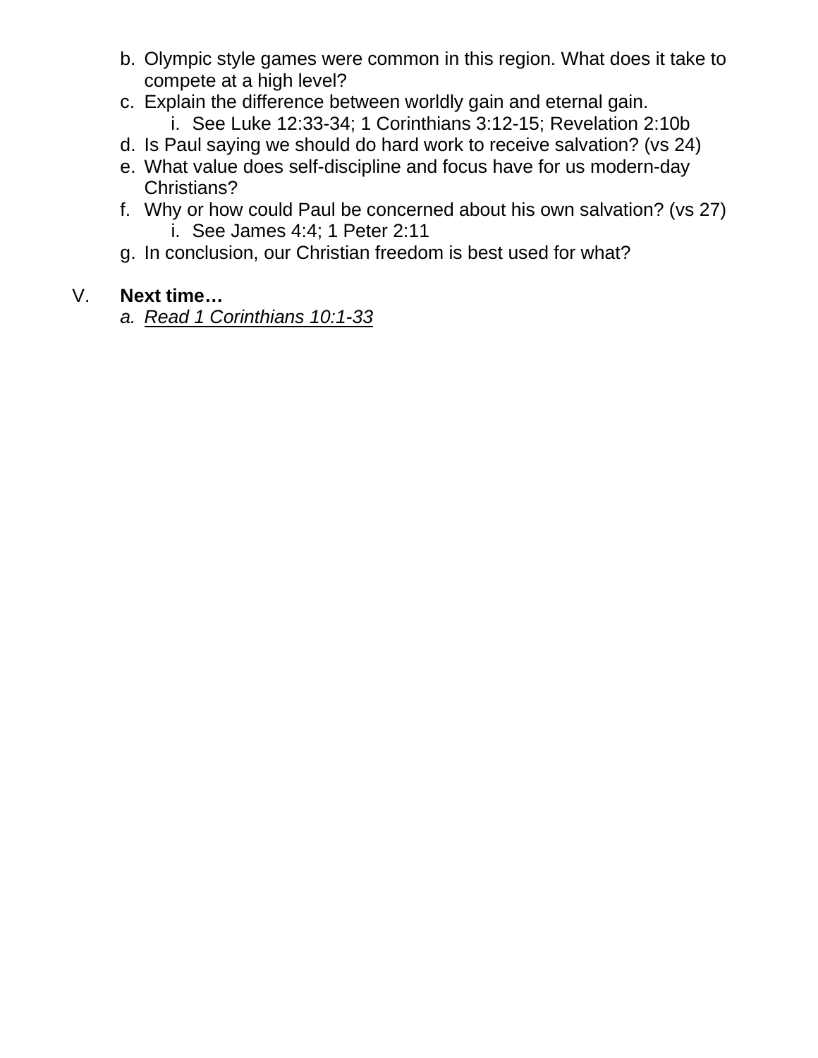b. Olympic style games were common in this region. What does it take to compete at a high level?
c. Explain the difference between worldly gain and eternal gain.
   i. See Luke 12:33-34; 1 Corinthians 3:12-15; Revelation 2:10b
d. Is Paul saying we should do hard work to receive salvation? (vs 24)
e. What value does self-discipline and focus have for us modern-day Christians?
f. Why or how could Paul be concerned about his own salvation? (vs 27)
   i. See James 4:4; 1 Peter 2:11
g. In conclusion, our Christian freedom is best used for what?

V. **Next time…**

*a. Read 1 Corinthians 10:1-33*